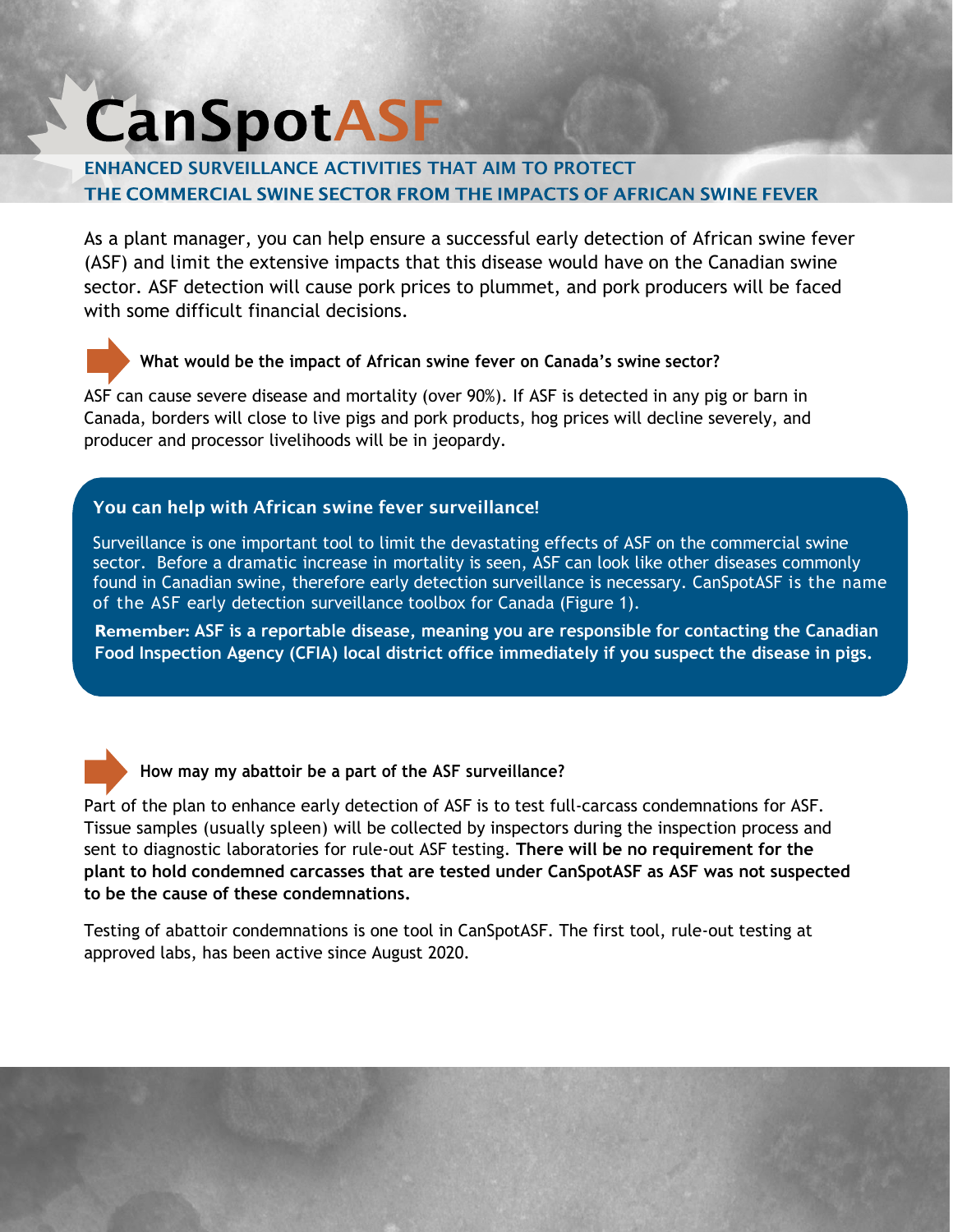# CanSpotASF

## ENHANCED SURVEILLANCE ACTIVITIES THAT AIM TO PROTECT THE COMMERCIAL SWINE SECTOR FROM THE IMPACTS OF AFRICAN SWINE FEVER

As a plant manager, you can help ensure a successful early detection of African swine fever (ASF) and limit the extensive impacts that this disease would have on the Canadian swine sector. ASF detection will cause pork prices to plummet, and pork producers will be faced with some difficult financial decisions.

### What would be the impact of African swine fever on Canada's swine sector?

ASF can cause severe disease and mortality (over 90%). If ASF is detected in any pig or barn in Canada, borders will close to live pigs and pork products, hog prices will decline severely, and producer and processor livelihoods will be in jeopardy.

### You can help with African swine fever surveillance!

Surveillance is one important tool to limit the devastating effects of ASF on the commercial swine sector. Before a dramatic increase in mortality is seen, ASF can look like other diseases commonly found in Canadian swine, therefore early detection surveillance is necessary. CanSpotASF is the name of the ASF early detection surveillance toolbox for Canada (Figure 1).

**Remember: ASF is a reportable disease, meaning you are responsible for contacting the Canadian Food Inspection Agency (CFIA) local district office immediately if you suspect the disease in pigs.**

### How may my abattoir be a part of the ASF surveillance?

Part of the plan to enhance early detection of ASF is to test full-carcass condemnations for ASF. Tissue samples (usually spleen) will be collected by inspectors during the inspection process and sent to diagnostic laboratories for rule-out ASF testing. **There will be no requirement for the plant to hold condemned carcasses that are tested under CanSpotASF as ASF was not suspected to be the cause of these condemnations.**

Testing of abattoir condemnations is one tool in CanSpotASF. The first tool, rule-out testing at approved labs, has been active since August 2020.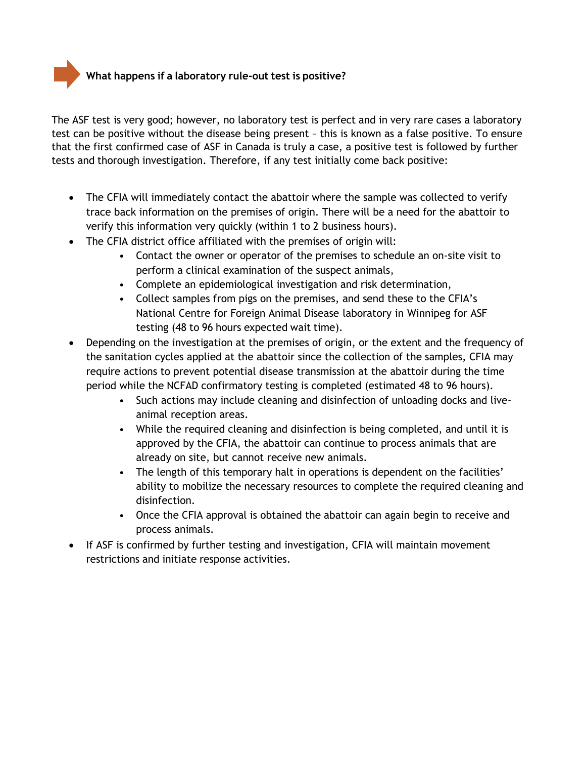### What happens if a laboratory rule-out test is positive?

The ASF test is very good; however, no laboratory test is perfect and in very rare cases a laboratory test can be positive without the disease being present – this is known as a false positive. To ensure that the first confirmed case of ASF in Canada is truly a case, a positive test is followed by further tests and thorough investigation. Therefore, if any test initially come back positive:

- The CFIA will immediately contact the abattoir where the sample was collected to verify trace back information on the premises of origin. There will be a need for the abattoir to verify this information very quickly (within 1 to 2 business hours).
- The CFIA district office affiliated with the premises of origin will:
  - Contact the owner or operator of the premises to schedule an on-site visit to perform a clinical examination of the suspect animals,
  - Complete an epidemiological investigation and risk determination,
  - Collect samples from pigs on the premises, and send these to the CFIA's National Centre for Foreign Animal Disease laboratory in Winnipeg for ASF testing (48 to 96 hours expected wait time).
- Depending on the investigation at the premises of origin, or the extent and the frequency of the sanitation cycles applied at the abattoir since the collection of the samples, CFIA may require actions to prevent potential disease transmission at the abattoir during the time period while the NCFAD confirmatory testing is completed (estimated 48 to 96 hours).
  - Such actions may include cleaning and disinfection of unloading docks and live-animal reception areas.
  - While the required cleaning and disinfection is being completed, and until it is approved by the CFIA, the abattoir can continue to process animals that are already on site, but cannot receive new animals.
  - The length of this temporary halt in operations is dependent on the facilities' ability to mobilize the necessary resources to complete the required cleaning and disinfection.
  - Once the CFIA approval is obtained the abattoir can again begin to receive and process animals.
- If ASF is confirmed by further testing and investigation, CFIA will maintain movement restrictions and initiate response activities.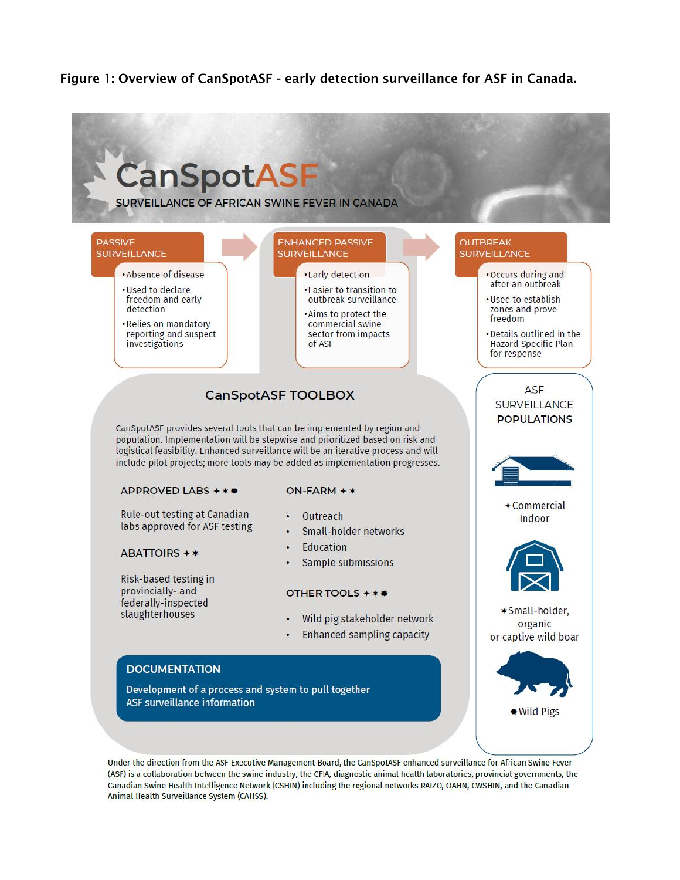**Figure 1: Overview of CanSpotASF - early detection surveillance for ASF in Canada.**

# CanSpotASF

SURVEILLANCE OF AFRICAN SWINE FEVER IN CANADA

## PASSIVE SURVEILLANCE

- Absence of disease
- Used to declare freedom and early detection
- Relies on mandatory reporting and suspect investigations

## ENHANCED PASSIVE SURVEILLANCE

- Early detection
- Easier to transition to outbreak surveillance
- Aims to protect the commercial swine sector from impacts of ASF

## OUTBREAK SURVEILLANCE

- Occurs during and after an outbreak
- Used to establish zones and prove freedom
- Details outlined in the Hazard Specific Plan for response

## CanSpotASF TOOLBOX

CanSpotASF provides several tools that can be implemented by region and population. Implementation will be stepwise and prioritized based on risk and logistical feasibility. Enhanced surveillance will be an iterative process and will include pilot projects; more tools may be added as implementation progresses.

### APPROVED LABS ✦ ✶ ✹

Rule-out testing at Canadian labs approved for ASF testing

### ABATTOIRS ✦ ✶

Risk-based testing in provincially- and federally-inspected slaughterhouses

### ON-FARM ✦ ✶

- Outreach
- Small-holder networks
- Education
- Sample submissions

### OTHER TOOLS ✦ ✶ ✹

- Wild pig stakeholder network
- Enhanced sampling capacity

### DOCUMENTATION

Development of a process and system to pull together ASF surveillance information

## ASF SURVEILLANCE POPULATIONS

✦ Commercial Indoor

✶ Small-holder, organic or captive wild boar

✹ Wild Pigs

Under the direction from the ASF Executive Management Board, the CanSpotASF enhanced surveillance for African Swine Fever (ASF) is a collaboration between the swine industry, the CFIA, diagnostic animal health laboratories, provincial governments, the Canadian Swine Health Intelligence Network (CSHIN) including the regional networks RAIZO, OAHN, CWSHIN, and the Canadian Animal Health Surveillance System (CAHSS).